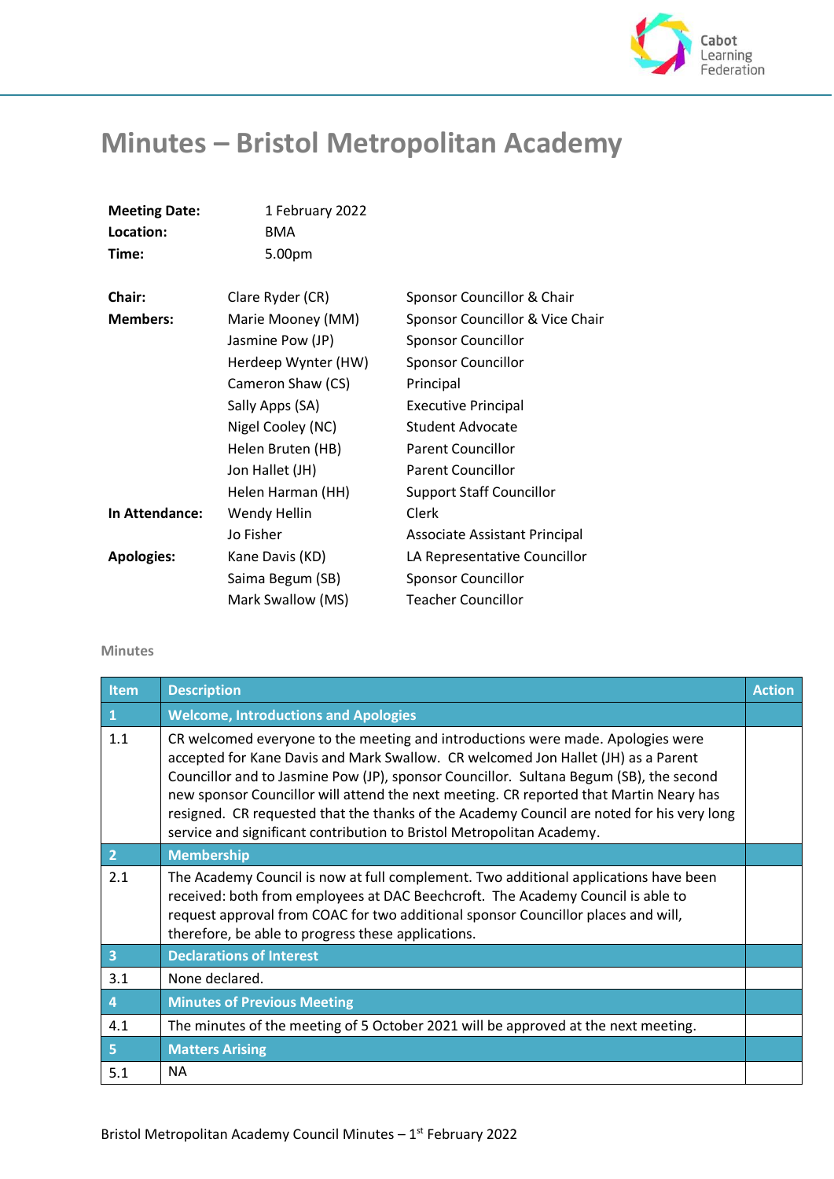# Minutes – Bristol Metropolitan Academy

| | | |
|---|---|---|
| **Meeting Date:** | 1 February 2022 | |
| **Location:** | BMA | |
| **Time:** | 5.00pm | |

| | | |
|---|---|---|
| **Chair:** | Clare Ryder (CR) | Sponsor Councillor & Chair |
| **Members:** | Marie Mooney (MM) | Sponsor Councillor & Vice Chair |
| | Jasmine Pow (JP) | Sponsor Councillor |
| | Herdeep Wynter (HW) | Sponsor Councillor |
| | Cameron Shaw (CS) | Principal |
| | Sally Apps (SA) | Executive Principal |
| | Nigel Cooley (NC) | Student Advocate |
| | Helen Bruten (HB) | Parent Councillor |
| | Jon Hallet (JH) | Parent Councillor |
| | Helen Harman (HH) | Support Staff Councillor |
| **In Attendance:** | Wendy Hellin | Clerk |
| | Jo Fisher | Associate Assistant Principal |
| **Apologies:** | Kane Davis (KD) | LA Representative Councillor |
| | Saima Begum (SB) | Sponsor Councillor |
| | Mark Swallow (MS) | Teacher Councillor |

Minutes

| Item | Description | Action |
|---|---|---|
| **1** | **Welcome, Introductions and Apologies** | |
| 1.1 | CR welcomed everyone to the meeting and introductions were made. Apologies were accepted for Kane Davis and Mark Swallow. CR welcomed Jon Hallet (JH) as a Parent Councillor and to Jasmine Pow (JP), sponsor Councillor. Sultana Begum (SB), the second new sponsor Councillor will attend the next meeting. CR reported that Martin Neary has resigned. CR requested that the thanks of the Academy Council are noted for his very long service and significant contribution to Bristol Metropolitan Academy. | |
| **2** | **Membership** | |
| 2.1 | The Academy Council is now at full complement. Two additional applications have been received: both from employees at DAC Beechcroft. The Academy Council is able to request approval from COAC for two additional sponsor Councillor places and will, therefore, be able to progress these applications. | |
| **3** | **Declarations of Interest** | |
| 3.1 | None declared. | |
| **4** | **Minutes of Previous Meeting** | |
| 4.1 | The minutes of the meeting of 5 October 2021 will be approved at the next meeting. | |
| **5** | **Matters Arising** | |
| 5.1 | NA | |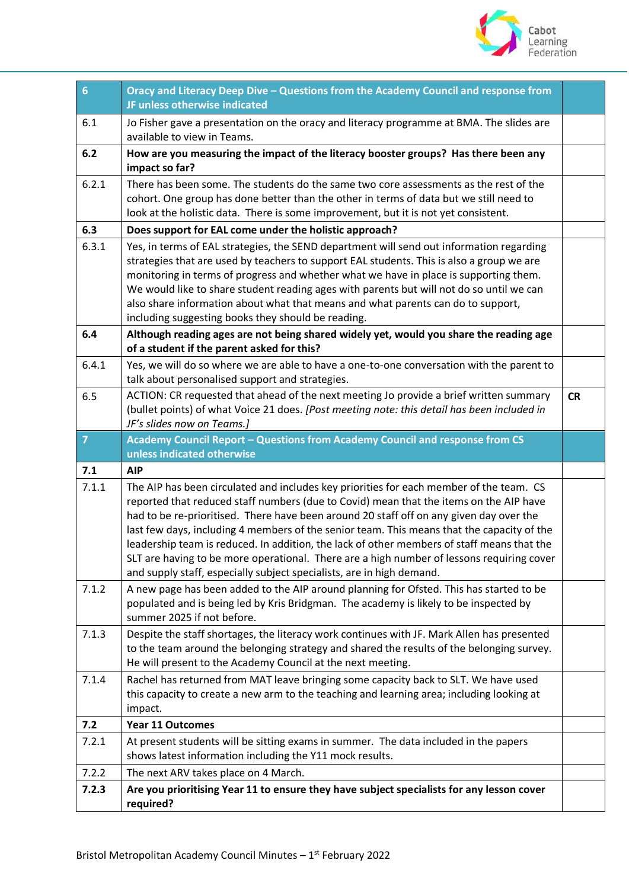| 6 | **Oracy and Literacy Deep Dive – Questions from the Academy Council and response from JF unless otherwise indicated** | |
|---|---|---|
| 6.1 | Jo Fisher gave a presentation on the oracy and literacy programme at BMA. The slides are available to view in Teams. | |
| **6.2** | **How are you measuring the impact of the literacy booster groups? Has there been any impact so far?** | |
| 6.2.1 | There has been some. The students do the same two core assessments as the rest of the cohort. One group has done better than the other in terms of data but we still need to look at the holistic data. There is some improvement, but it is not yet consistent. | |
| **6.3** | **Does support for EAL come under the holistic approach?** | |
| 6.3.1 | Yes, in terms of EAL strategies, the SEND department will send out information regarding strategies that are used by teachers to support EAL students. This is also a group we are monitoring in terms of progress and whether what we have in place is supporting them. We would like to share student reading ages with parents but will not do so until we can also share information about what that means and what parents can do to support, including suggesting books they should be reading. | |
| **6.4** | **Although reading ages are not being shared widely yet, would you share the reading age of a student if the parent asked for this?** | |
| 6.4.1 | Yes, we will do so where we are able to have a one-to-one conversation with the parent to talk about personalised support and strategies. | |
| 6.5 | ACTION: CR requested that ahead of the next meeting Jo provide a brief written summary (bullet points) of what Voice 21 does. *[Post meeting note: this detail has been included in JF's slides now on Teams.]* | **CR** |
| **7** | **Academy Council Report – Questions from Academy Council and response from CS unless indicated otherwise** | |
| **7.1** | **AIP** | |
| 7.1.1 | The AIP has been circulated and includes key priorities for each member of the team. CS reported that reduced staff numbers (due to Covid) mean that the items on the AIP have had to be re-prioritised. There have been around 20 staff off on any given day over the last few days, including 4 members of the senior team. This means that the capacity of the leadership team is reduced. In addition, the lack of other members of staff means that the SLT are having to be more operational. There are a high number of lessons requiring cover and supply staff, especially subject specialists, are in high demand. | |
| 7.1.2 | A new page has been added to the AIP around planning for Ofsted. This has started to be populated and is being led by Kris Bridgman. The academy is likely to be inspected by summer 2025 if not before. | |
| 7.1.3 | Despite the staff shortages, the literacy work continues with JF. Mark Allen has presented to the team around the belonging strategy and shared the results of the belonging survey. He will present to the Academy Council at the next meeting. | |
| 7.1.4 | Rachel has returned from MAT leave bringing some capacity back to SLT. We have used this capacity to create a new arm to the teaching and learning area; including looking at impact. | |
| **7.2** | **Year 11 Outcomes** | |
| 7.2.1 | At present students will be sitting exams in summer. The data included in the papers shows latest information including the Y11 mock results. | |
| 7.2.2 | The next ARV takes place on 4 March. | |
| **7.2.3** | **Are you prioritising Year 11 to ensure they have subject specialists for any lesson cover required?** | |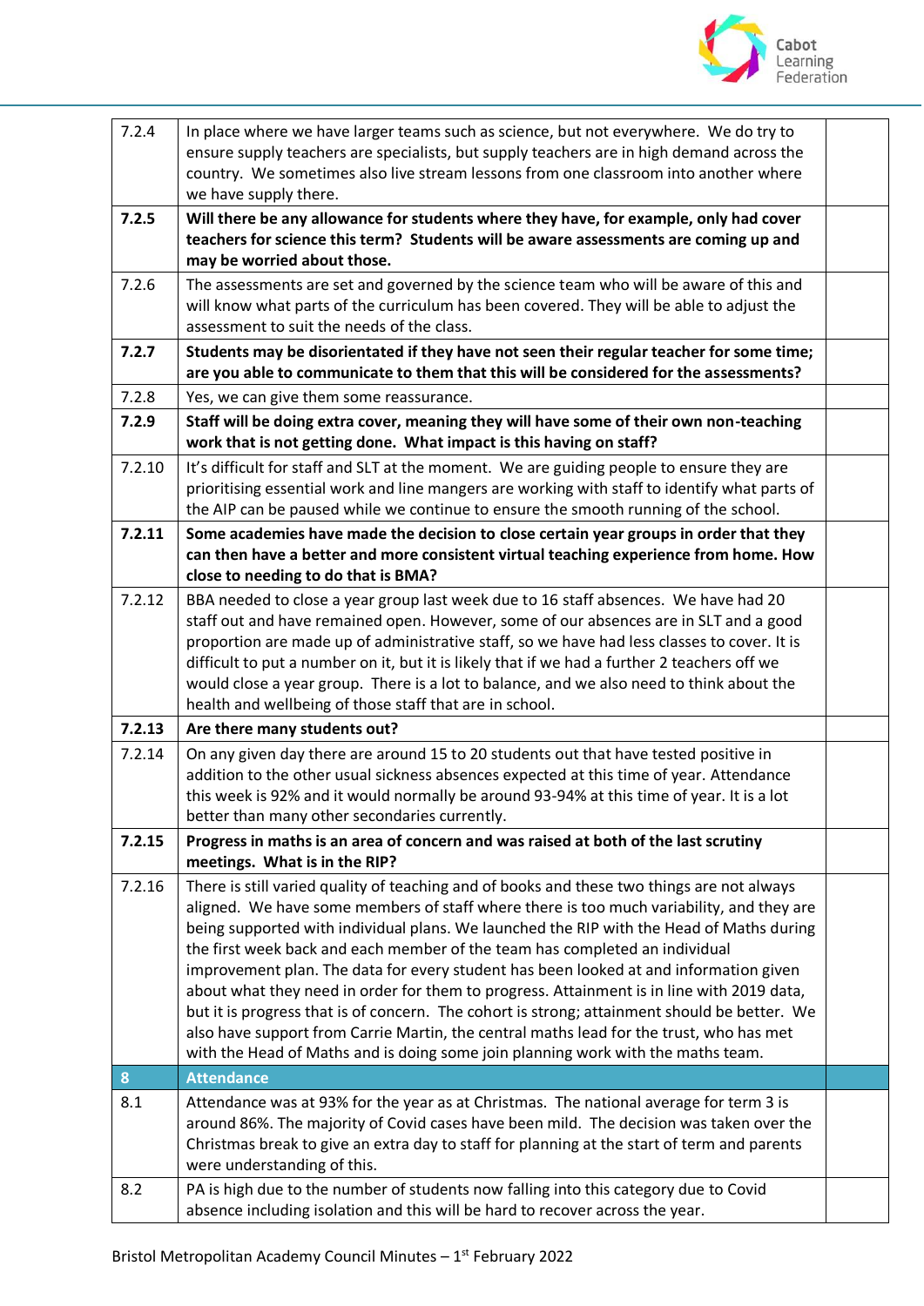| | | |
|---|---|---|
| 7.2.4 | In place where we have larger teams such as science, but not everywhere. We do try to ensure supply teachers are specialists, but supply teachers are in high demand across the country. We sometimes also live stream lessons from one classroom into another where we have supply there. | |
| **7.2.5** | **Will there be any allowance for students where they have, for example, only had cover teachers for science this term? Students will be aware assessments are coming up and may be worried about those.** | |
| 7.2.6 | The assessments are set and governed by the science team who will be aware of this and will know what parts of the curriculum has been covered. They will be able to adjust the assessment to suit the needs of the class. | |
| **7.2.7** | **Students may be disorientated if they have not seen their regular teacher for some time; are you able to communicate to them that this will be considered for the assessments?** | |
| 7.2.8 | Yes, we can give them some reassurance. | |
| **7.2.9** | **Staff will be doing extra cover, meaning they will have some of their own non-teaching work that is not getting done. What impact is this having on staff?** | |
| 7.2.10 | It's difficult for staff and SLT at the moment. We are guiding people to ensure they are prioritising essential work and line mangers are working with staff to identify what parts of the AIP can be paused while we continue to ensure the smooth running of the school. | |
| **7.2.11** | **Some academies have made the decision to close certain year groups in order that they can then have a better and more consistent virtual teaching experience from home. How close to needing to do that is BMA?** | |
| 7.2.12 | BBA needed to close a year group last week due to 16 staff absences. We have had 20 staff out and have remained open. However, some of our absences are in SLT and a good proportion are made up of administrative staff, so we have had less classes to cover. It is difficult to put a number on it, but it is likely that if we had a further 2 teachers off we would close a year group. There is a lot to balance, and we also need to think about the health and wellbeing of those staff that are in school. | |
| **7.2.13** | **Are there many students out?** | |
| 7.2.14 | On any given day there are around 15 to 20 students out that have tested positive in addition to the other usual sickness absences expected at this time of year. Attendance this week is 92% and it would normally be around 93-94% at this time of year. It is a lot better than many other secondaries currently. | |
| **7.2.15** | **Progress in maths is an area of concern and was raised at both of the last scrutiny meetings. What is in the RIP?** | |
| 7.2.16 | There is still varied quality of teaching and of books and these two things are not always aligned. We have some members of staff where there is too much variability, and they are being supported with individual plans. We launched the RIP with the Head of Maths during the first week back and each member of the team has completed an individual improvement plan. The data for every student has been looked at and information given about what they need in order for them to progress. Attainment is in line with 2019 data, but it is progress that is of concern. The cohort is strong; attainment should be better. We also have support from Carrie Martin, the central maths lead for the trust, who has met with the Head of Maths and is doing some join planning work with the maths team. | |
| **8** | **Attendance** | |
| 8.1 | Attendance was at 93% for the year as at Christmas. The national average for term 3 is around 86%. The majority of Covid cases have been mild. The decision was taken over the Christmas break to give an extra day to staff for planning at the start of term and parents were understanding of this. | |
| 8.2 | PA is high due to the number of students now falling into this category due to Covid absence including isolation and this will be hard to recover across the year. | |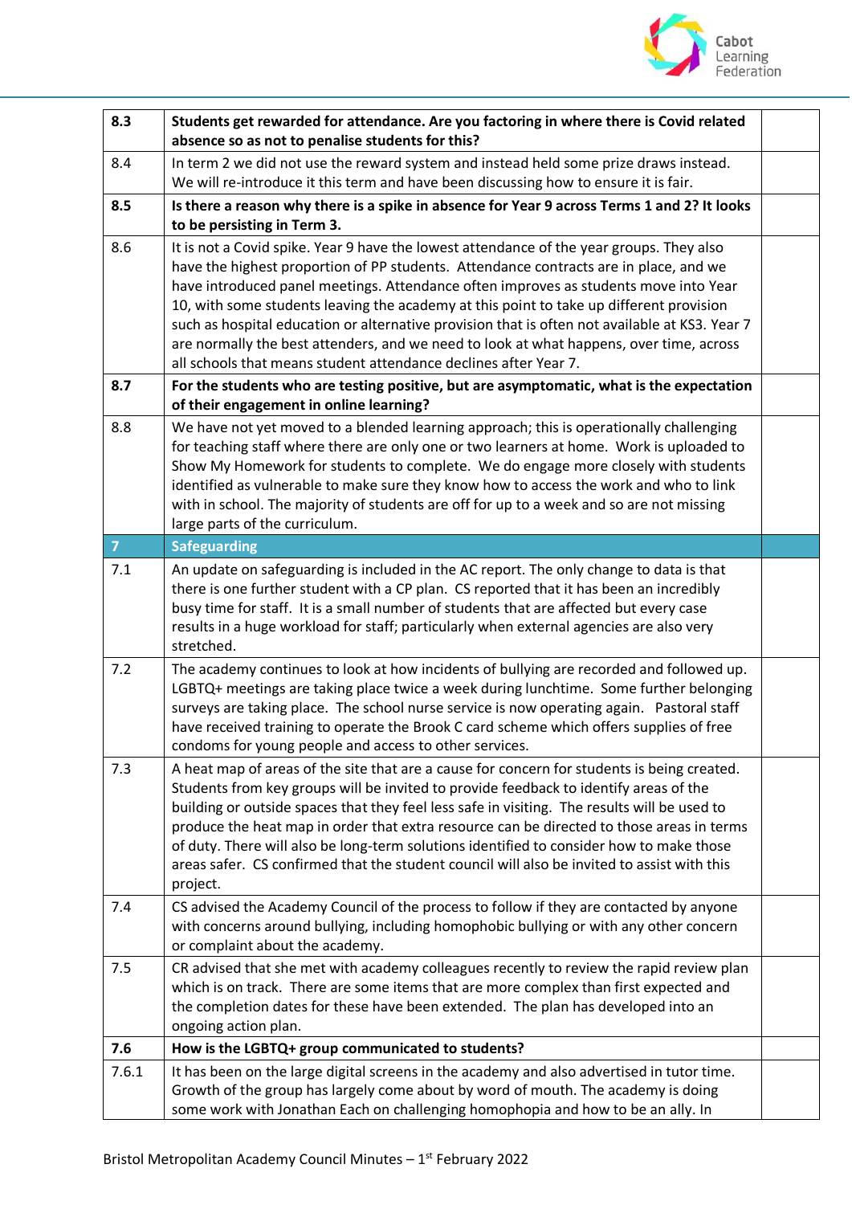| | | |
|---|---|---|
| **8.3** | **Students get rewarded for attendance. Are you factoring in where there is Covid related absence so as not to penalise students for this?** | |
| 8.4 | In term 2 we did not use the reward system and instead held some prize draws instead. We will re-introduce it this term and have been discussing how to ensure it is fair. | |
| **8.5** | **Is there a reason why there is a spike in absence for Year 9 across Terms 1 and 2? It looks to be persisting in Term 3.** | |
| 8.6 | It is not a Covid spike. Year 9 have the lowest attendance of the year groups. They also have the highest proportion of PP students. Attendance contracts are in place, and we have introduced panel meetings. Attendance often improves as students move into Year 10, with some students leaving the academy at this point to take up different provision such as hospital education or alternative provision that is often not available at KS3. Year 7 are normally the best attenders, and we need to look at what happens, over time, across all schools that means student attendance declines after Year 7. | |
| **8.7** | **For the students who are testing positive, but are asymptomatic, what is the expectation of their engagement in online learning?** | |
| 8.8 | We have not yet moved to a blended learning approach; this is operationally challenging for teaching staff where there are only one or two learners at home. Work is uploaded to Show My Homework for students to complete. We do engage more closely with students identified as vulnerable to make sure they know how to access the work and who to link with in school. The majority of students are off for up to a week and so are not missing large parts of the curriculum. | |
| **7** | **Safeguarding** | |
| 7.1 | An update on safeguarding is included in the AC report. The only change to data is that there is one further student with a CP plan. CS reported that it has been an incredibly busy time for staff. It is a small number of students that are affected but every case results in a huge workload for staff; particularly when external agencies are also very stretched. | |
| 7.2 | The academy continues to look at how incidents of bullying are recorded and followed up. LGBTQ+ meetings are taking place twice a week during lunchtime. Some further belonging surveys are taking place. The school nurse service is now operating again. Pastoral staff have received training to operate the Brook C card scheme which offers supplies of free condoms for young people and access to other services. | |
| 7.3 | A heat map of areas of the site that are a cause for concern for students is being created. Students from key groups will be invited to provide feedback to identify areas of the building or outside spaces that they feel less safe in visiting. The results will be used to produce the heat map in order that extra resource can be directed to those areas in terms of duty. There will also be long-term solutions identified to consider how to make those areas safer. CS confirmed that the student council will also be invited to assist with this project. | |
| 7.4 | CS advised the Academy Council of the process to follow if they are contacted by anyone with concerns around bullying, including homophobic bullying or with any other concern or complaint about the academy. | |
| 7.5 | CR advised that she met with academy colleagues recently to review the rapid review plan which is on track. There are some items that are more complex than first expected and the completion dates for these have been extended. The plan has developed into an ongoing action plan. | |
| **7.6** | **How is the LGBTQ+ group communicated to students?** | |
| 7.6.1 | It has been on the large digital screens in the academy and also advertised in tutor time. Growth of the group has largely come about by word of mouth. The academy is doing some work with Jonathan Each on challenging homophopia and how to be an ally. In | |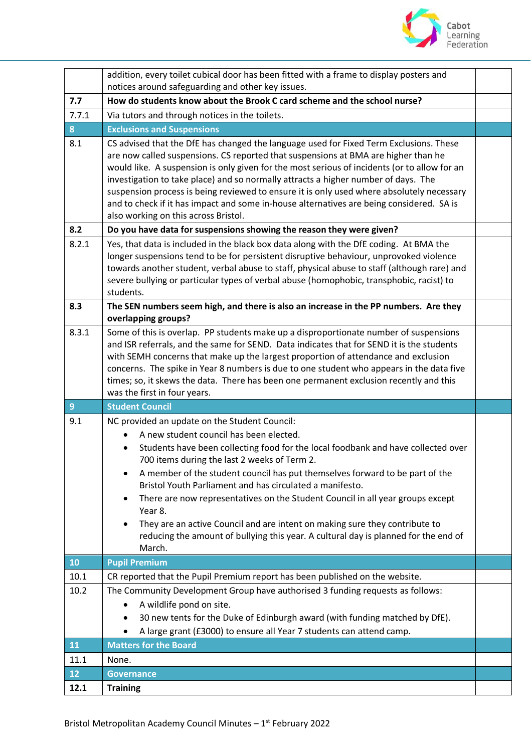| | | |
|---|---|---|
| | addition, every toilet cubical door has been fitted with a frame to display posters and notices around safeguarding and other key issues. | |
| **7.7** | **How do students know about the Brook C card scheme and the school nurse?** | |
| 7.7.1 | Via tutors and through notices in the toilets. | |
| **8** | **Exclusions and Suspensions** | |
| 8.1 | CS advised that the DfE has changed the language used for Fixed Term Exclusions. These are now called suspensions. CS reported that suspensions at BMA are higher than he would like. A suspension is only given for the most serious of incidents (or to allow for an investigation to take place) and so normally attracts a higher number of days. The suspension process is being reviewed to ensure it is only used where absolutely necessary and to check if it has impact and some in-house alternatives are being considered. SA is also working on this across Bristol. | |
| **8.2** | **Do you have data for suspensions showing the reason they were given?** | |
| 8.2.1 | Yes, that data is included in the black box data along with the DfE coding. At BMA the longer suspensions tend to be for persistent disruptive behaviour, unprovoked violence towards another student, verbal abuse to staff, physical abuse to staff (although rare) and severe bullying or particular types of verbal abuse (homophobic, transphobic, racist) to students. | |
| **8.3** | **The SEN numbers seem high, and there is also an increase in the PP numbers. Are they overlapping groups?** | |
| 8.3.1 | Some of this is overlap. PP students make up a disproportionate number of suspensions and ISR referrals, and the same for SEND. Data indicates that for SEND it is the students with SEMH concerns that make up the largest proportion of attendance and exclusion concerns. The spike in Year 8 numbers is due to one student who appears in the data five times; so, it skews the data. There has been one permanent exclusion recently and this was the first in four years. | |
| **9** | **Student Council** | |
| 9.1 | NC provided an update on the Student Council:<br>• A new student council has been elected.<br>• Students have been collecting food for the local foodbank and have collected over 700 items during the last 2 weeks of Term 2.<br>• A member of the student council has put themselves forward to be part of the Bristol Youth Parliament and has circulated a manifesto.<br>• There are now representatives on the Student Council in all year groups except Year 8.<br>• They are an active Council and are intent on making sure they contribute to reducing the amount of bullying this year. A cultural day is planned for the end of March. | |
| **10** | **Pupil Premium** | |
| 10.1 | CR reported that the Pupil Premium report has been published on the website. | |
| 10.2 | The Community Development Group have authorised 3 funding requests as follows:<br>• A wildlife pond on site.<br>• 30 new tents for the Duke of Edinburgh award (with funding matched by DfE).<br>• A large grant (£3000) to ensure all Year 7 students can attend camp. | |
| **11** | **Matters for the Board** | |
| 11.1 | None. | |
| **12** | **Governance** | |
| **12.1** | **Training** | |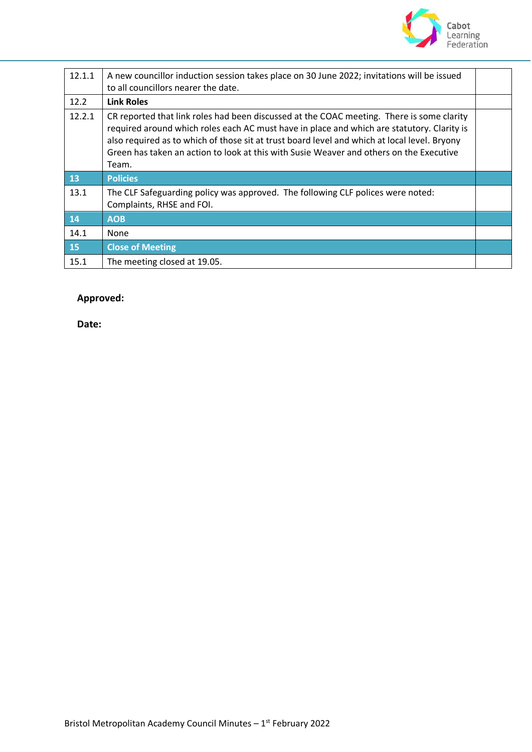| | | |
|---|---|---|
| 12.1.1 | A new councillor induction session takes place on 30 June 2022; invitations will be issued to all councillors nearer the date. | |
| 12.2 | **Link Roles** | |
| 12.2.1 | CR reported that link roles had been discussed at the COAC meeting. There is some clarity required around which roles each AC must have in place and which are statutory. Clarity is also required as to which of those sit at trust board level and which at local level. Bryony Green has taken an action to look at this with Susie Weaver and others on the Executive Team. | |
| **13** | **Policies** | |
| 13.1 | The CLF Safeguarding policy was approved. The following CLF polices were noted: Complaints, RHSE and FOI. | |
| **14** | **AOB** | |
| 14.1 | None | |
| **15** | **Close of Meeting** | |
| 15.1 | The meeting closed at 19.05. | |

**Approved:**

**Date:**